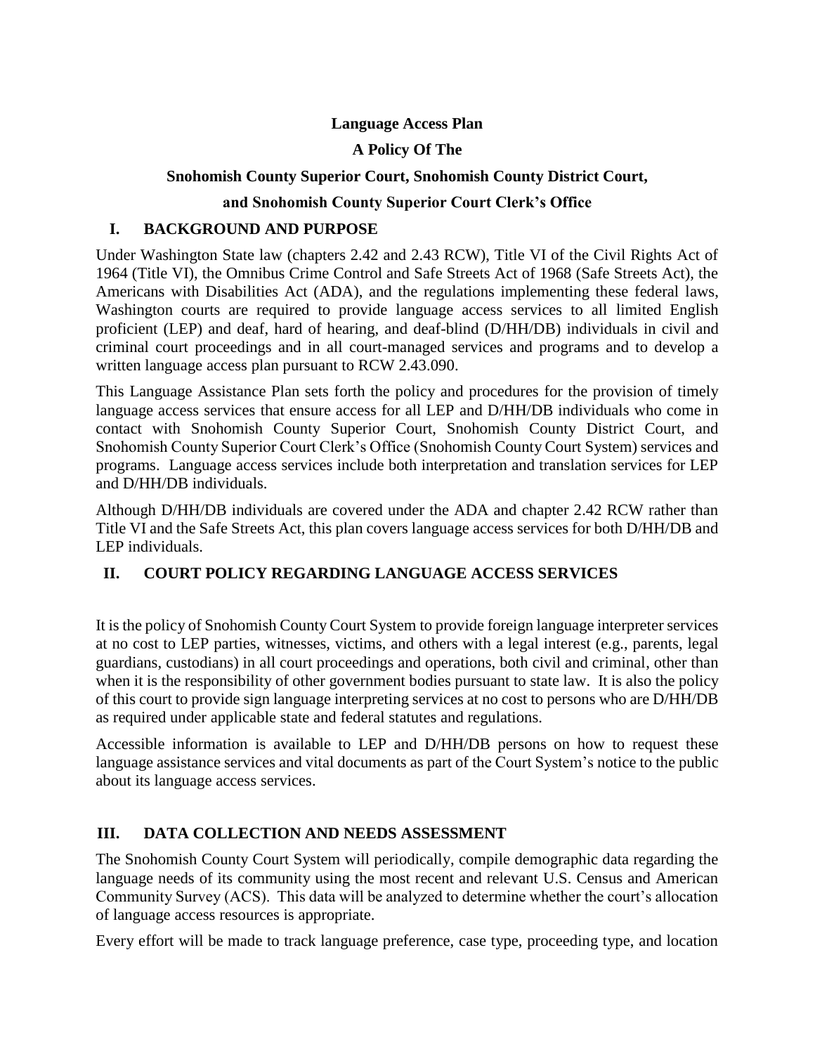**Language Access Plan**

**A Policy Of The**

**Snohomish County Superior Court, Snohomish County District Court,**

**and Snohomish County Superior Court Clerk's Office**

## I. BACKGROUND AND PURPOSE

Under Washington State law (chapters 2.42 and 2.43 RCW), Title VI of the Civil Rights Act of 1964 (Title VI), the Omnibus Crime Control and Safe Streets Act of 1968 (Safe Streets Act), the Americans with Disabilities Act (ADA), and the regulations implementing these federal laws, Washington courts are required to provide language access services to all limited English proficient (LEP) and deaf, hard of hearing, and deaf-blind (D/HH/DB) individuals in civil and criminal court proceedings and in all court-managed services and programs and to develop a written language access plan pursuant to RCW 2.43.090.

This Language Assistance Plan sets forth the policy and procedures for the provision of timely language access services that ensure access for all LEP and D/HH/DB individuals who come in contact with Snohomish County Superior Court, Snohomish County District Court, and Snohomish County Superior Court Clerk's Office (Snohomish County Court System) services and programs. Language access services include both interpretation and translation services for LEP and D/HH/DB individuals.

Although D/HH/DB individuals are covered under the ADA and chapter 2.42 RCW rather than Title VI and the Safe Streets Act, this plan covers language access services for both D/HH/DB and LEP individuals.

## II. COURT POLICY REGARDING LANGUAGE ACCESS SERVICES

It is the policy of Snohomish County Court System to provide foreign language interpreter services at no cost to LEP parties, witnesses, victims, and others with a legal interest (e.g., parents, legal guardians, custodians) in all court proceedings and operations, both civil and criminal, other than when it is the responsibility of other government bodies pursuant to state law. It is also the policy of this court to provide sign language interpreting services at no cost to persons who are D/HH/DB as required under applicable state and federal statutes and regulations.

Accessible information is available to LEP and D/HH/DB persons on how to request these language assistance services and vital documents as part of the Court System's notice to the public about its language access services.

## III. DATA COLLECTION AND NEEDS ASSESSMENT

The Snohomish County Court System will periodically, compile demographic data regarding the language needs of its community using the most recent and relevant U.S. Census and American Community Survey (ACS). This data will be analyzed to determine whether the court's allocation of language access resources is appropriate.

Every effort will be made to track language preference, case type, proceeding type, and location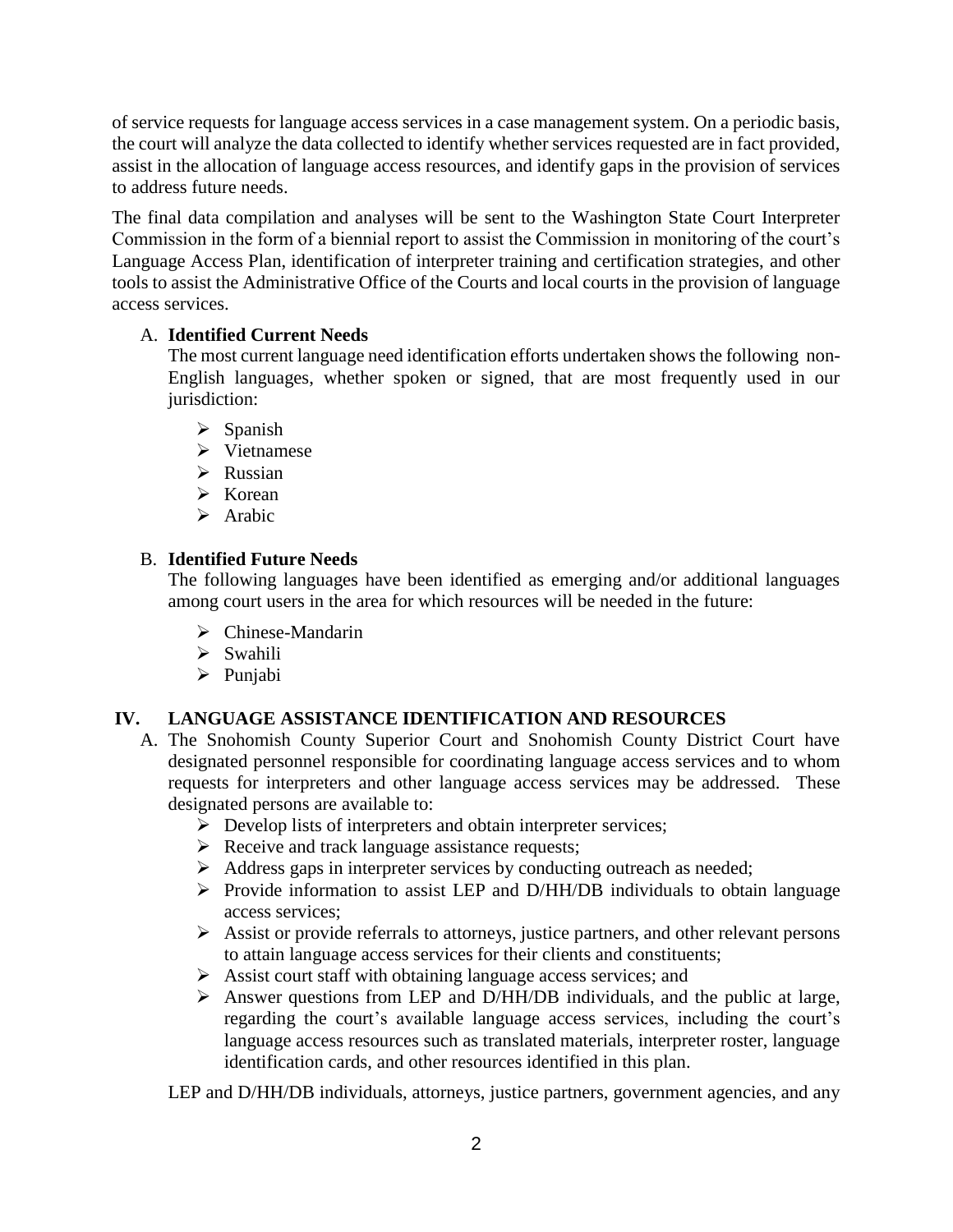of service requests for language access services in a case management system. On a periodic basis, the court will analyze the data collected to identify whether services requested are in fact provided, assist in the allocation of language access resources, and identify gaps in the provision of services to address future needs.

The final data compilation and analyses will be sent to the Washington State Court Interpreter Commission in the form of a biennial report to assist the Commission in monitoring of the court's Language Access Plan, identification of interpreter training and certification strategies, and other tools to assist the Administrative Office of the Courts and local courts in the provision of language access services.

A. **Identified Current Needs**

The most current language need identification efforts undertaken shows the following non-English languages, whether spoken or signed, that are most frequently used in our jurisdiction:

- Spanish
- Vietnamese
- Russian
- Korean
- Arabic

B. **Identified Future Needs**

The following languages have been identified as emerging and/or additional languages among court users in the area for which resources will be needed in the future:

- Chinese-Mandarin
- Swahili
- Punjabi

## IV. LANGUAGE ASSISTANCE IDENTIFICATION AND RESOURCES

A. The Snohomish County Superior Court and Snohomish County District Court have designated personnel responsible for coordinating language access services and to whom requests for interpreters and other language access services may be addressed. These designated persons are available to:

- Develop lists of interpreters and obtain interpreter services;
- Receive and track language assistance requests;
- Address gaps in interpreter services by conducting outreach as needed;
- Provide information to assist LEP and D/HH/DB individuals to obtain language access services;
- Assist or provide referrals to attorneys, justice partners, and other relevant persons to attain language access services for their clients and constituents;
- Assist court staff with obtaining language access services; and
- Answer questions from LEP and D/HH/DB individuals, and the public at large, regarding the court's available language access services, including the court's language access resources such as translated materials, interpreter roster, language identification cards, and other resources identified in this plan.

LEP and D/HH/DB individuals, attorneys, justice partners, government agencies, and any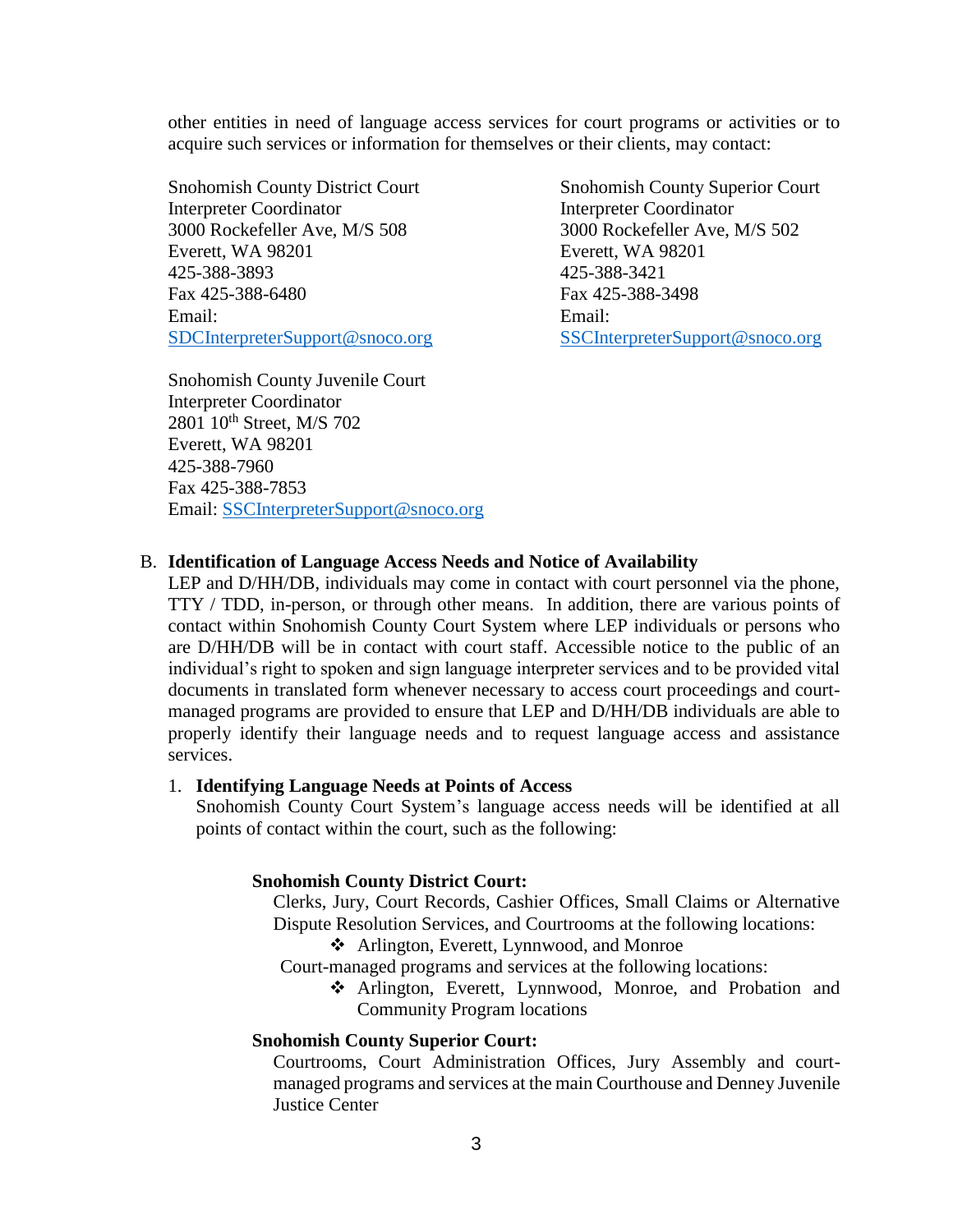other entities in need of language access services for court programs or activities or to acquire such services or information for themselves or their clients, may contact:

Snohomish County District Court
Interpreter Coordinator
3000 Rockefeller Ave, M/S 508
Everett, WA 98201
425-388-3893
Fax 425-388-6480
Email:
SDCInterpreterSupport@snoco.org

Snohomish County Superior Court
Interpreter Coordinator
3000 Rockefeller Ave, M/S 502
Everett, WA 98201
425-388-3421
Fax 425-388-3498
Email:
SSCInterpreterSupport@snoco.org

Snohomish County Juvenile Court
Interpreter Coordinator
2801 10th Street, M/S 702
Everett, WA 98201
425-388-7960
Fax 425-388-7853
Email: SSCInterpreterSupport@snoco.org

B. **Identification of Language Access Needs and Notice of Availability**

LEP and D/HH/DB, individuals may come in contact with court personnel via the phone, TTY / TDD, in-person, or through other means. In addition, there are various points of contact within Snohomish County Court System where LEP individuals or persons who are D/HH/DB will be in contact with court staff. Accessible notice to the public of an individual's right to spoken and sign language interpreter services and to be provided vital documents in translated form whenever necessary to access court proceedings and court-managed programs are provided to ensure that LEP and D/HH/DB individuals are able to properly identify their language needs and to request language access and assistance services.

1. **Identifying Language Needs at Points of Access**

   Snohomish County Court System's language access needs will be identified at all points of contact within the court, such as the following:

   **Snohomish County District Court:**

   Clerks, Jury, Court Records, Cashier Offices, Small Claims or Alternative Dispute Resolution Services, and Courtrooms at the following locations:

   - Arlington, Everett, Lynnwood, and Monroe

   Court-managed programs and services at the following locations:

   - Arlington, Everett, Lynnwood, Monroe, and Probation and Community Program locations

   **Snohomish County Superior Court:**

   Courtrooms, Court Administration Offices, Jury Assembly and court-managed programs and services at the main Courthouse and Denney Juvenile Justice Center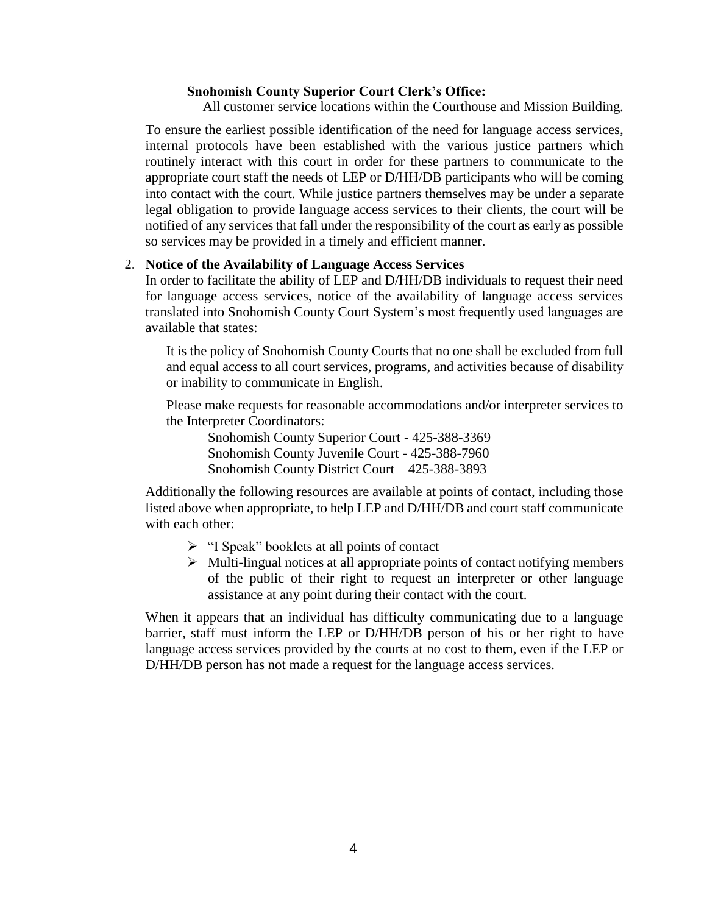**Snohomish County Superior Court Clerk's Office:**

All customer service locations within the Courthouse and Mission Building.

To ensure the earliest possible identification of the need for language access services, internal protocols have been established with the various justice partners which routinely interact with this court in order for these partners to communicate to the appropriate court staff the needs of LEP or D/HH/DB participants who will be coming into contact with the court. While justice partners themselves may be under a separate legal obligation to provide language access services to their clients, the court will be notified of any services that fall under the responsibility of the court as early as possible so services may be provided in a timely and efficient manner.

2. **Notice of the Availability of Language Access Services**

In order to facilitate the ability of LEP and D/HH/DB individuals to request their need for language access services, notice of the availability of language access services translated into Snohomish County Court System's most frequently used languages are available that states:

> It is the policy of Snohomish County Courts that no one shall be excluded from full and equal access to all court services, programs, and activities because of disability or inability to communicate in English.
>
> Please make requests for reasonable accommodations and/or interpreter services to the Interpreter Coordinators:
>
> Snohomish County Superior Court - 425-388-3369
> Snohomish County Juvenile Court - 425-388-7960
> Snohomish County District Court – 425-388-3893

Additionally the following resources are available at points of contact, including those listed above when appropriate, to help LEP and D/HH/DB and court staff communicate with each other:

- "I Speak" booklets at all points of contact
- Multi-lingual notices at all appropriate points of contact notifying members of the public of their right to request an interpreter or other language assistance at any point during their contact with the court.

When it appears that an individual has difficulty communicating due to a language barrier, staff must inform the LEP or D/HH/DB person of his or her right to have language access services provided by the courts at no cost to them, even if the LEP or D/HH/DB person has not made a request for the language access services.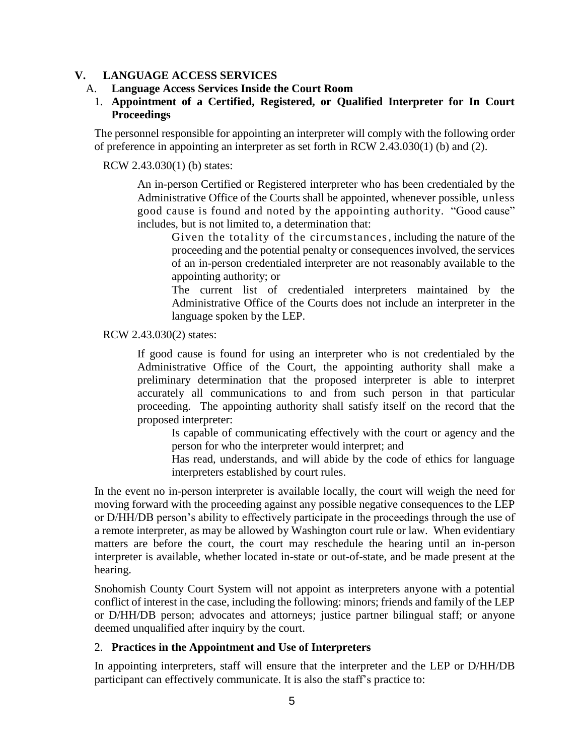## V. LANGUAGE ACCESS SERVICES

### A. Language Access Services Inside the Court Room

#### 1. Appointment of a Certified, Registered, or Qualified Interpreter for In Court Proceedings

The personnel responsible for appointing an interpreter will comply with the following order of preference in appointing an interpreter as set forth in RCW 2.43.030(1) (b) and (2).

RCW 2.43.030(1) (b) states:

> An in-person Certified or Registered interpreter who has been credentialed by the Administrative Office of the Courts shall be appointed, whenever possible, unless good cause is found and noted by the appointing authority. "Good cause" includes, but is not limited to, a determination that:
>
> Given the totality of the circumstances, including the nature of the proceeding and the potential penalty or consequences involved, the services of an in-person credentialed interpreter are not reasonably available to the appointing authority; or
>
> The current list of credentialed interpreters maintained by the Administrative Office of the Courts does not include an interpreter in the language spoken by the LEP.

RCW 2.43.030(2) states:

> If good cause is found for using an interpreter who is not credentialed by the Administrative Office of the Court, the appointing authority shall make a preliminary determination that the proposed interpreter is able to interpret accurately all communications to and from such person in that particular proceeding. The appointing authority shall satisfy itself on the record that the proposed interpreter:
>
> Is capable of communicating effectively with the court or agency and the person for who the interpreter would interpret; and
>
> Has read, understands, and will abide by the code of ethics for language interpreters established by court rules.

In the event no in-person interpreter is available locally, the court will weigh the need for moving forward with the proceeding against any possible negative consequences to the LEP or D/HH/DB person's ability to effectively participate in the proceedings through the use of a remote interpreter, as may be allowed by Washington court rule or law. When evidentiary matters are before the court, the court may reschedule the hearing until an in-person interpreter is available, whether located in-state or out-of-state, and be made present at the hearing.

Snohomish County Court System will not appoint as interpreters anyone with a potential conflict of interest in the case, including the following: minors; friends and family of the LEP or D/HH/DB person; advocates and attorneys; justice partner bilingual staff; or anyone deemed unqualified after inquiry by the court.

#### 2. Practices in the Appointment and Use of Interpreters

In appointing interpreters, staff will ensure that the interpreter and the LEP or D/HH/DB participant can effectively communicate. It is also the staff's practice to: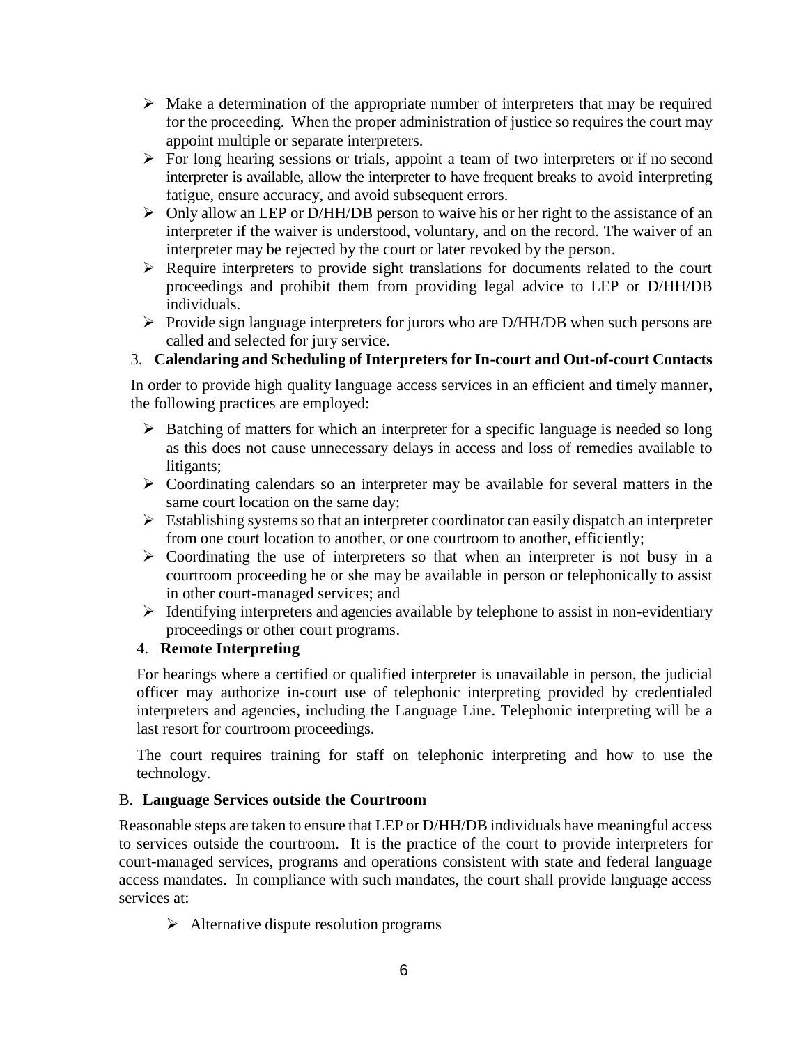- Make a determination of the appropriate number of interpreters that may be required for the proceeding. When the proper administration of justice so requires the court may appoint multiple or separate interpreters.
- For long hearing sessions or trials, appoint a team of two interpreters or if no second interpreter is available, allow the interpreter to have frequent breaks to avoid interpreting fatigue, ensure accuracy, and avoid subsequent errors.
- Only allow an LEP or D/HH/DB person to waive his or her right to the assistance of an interpreter if the waiver is understood, voluntary, and on the record. The waiver of an interpreter may be rejected by the court or later revoked by the person.
- Require interpreters to provide sight translations for documents related to the court proceedings and prohibit them from providing legal advice to LEP or D/HH/DB individuals.
- Provide sign language interpreters for jurors who are D/HH/DB when such persons are called and selected for jury service.

3. **Calendaring and Scheduling of Interpreters for In-court and Out-of-court Contacts**

In order to provide high quality language access services in an efficient and timely manner**,** the following practices are employed:

- Batching of matters for which an interpreter for a specific language is needed so long as this does not cause unnecessary delays in access and loss of remedies available to litigants;
- Coordinating calendars so an interpreter may be available for several matters in the same court location on the same day;
- Establishing systems so that an interpreter coordinator can easily dispatch an interpreter from one court location to another, or one courtroom to another, efficiently;
- Coordinating the use of interpreters so that when an interpreter is not busy in a courtroom proceeding he or she may be available in person or telephonically to assist in other court-managed services; and
- Identifying interpreters and agencies available by telephone to assist in non-evidentiary proceedings or other court programs.

4. **Remote Interpreting**

For hearings where a certified or qualified interpreter is unavailable in person, the judicial officer may authorize in-court use of telephonic interpreting provided by credentialed interpreters and agencies, including the Language Line. Telephonic interpreting will be a last resort for courtroom proceedings.

The court requires training for staff on telephonic interpreting and how to use the technology.

B. **Language Services outside the Courtroom**

Reasonable steps are taken to ensure that LEP or D/HH/DB individuals have meaningful access to services outside the courtroom. It is the practice of the court to provide interpreters for court-managed services, programs and operations consistent with state and federal language access mandates. In compliance with such mandates, the court shall provide language access services at:

- Alternative dispute resolution programs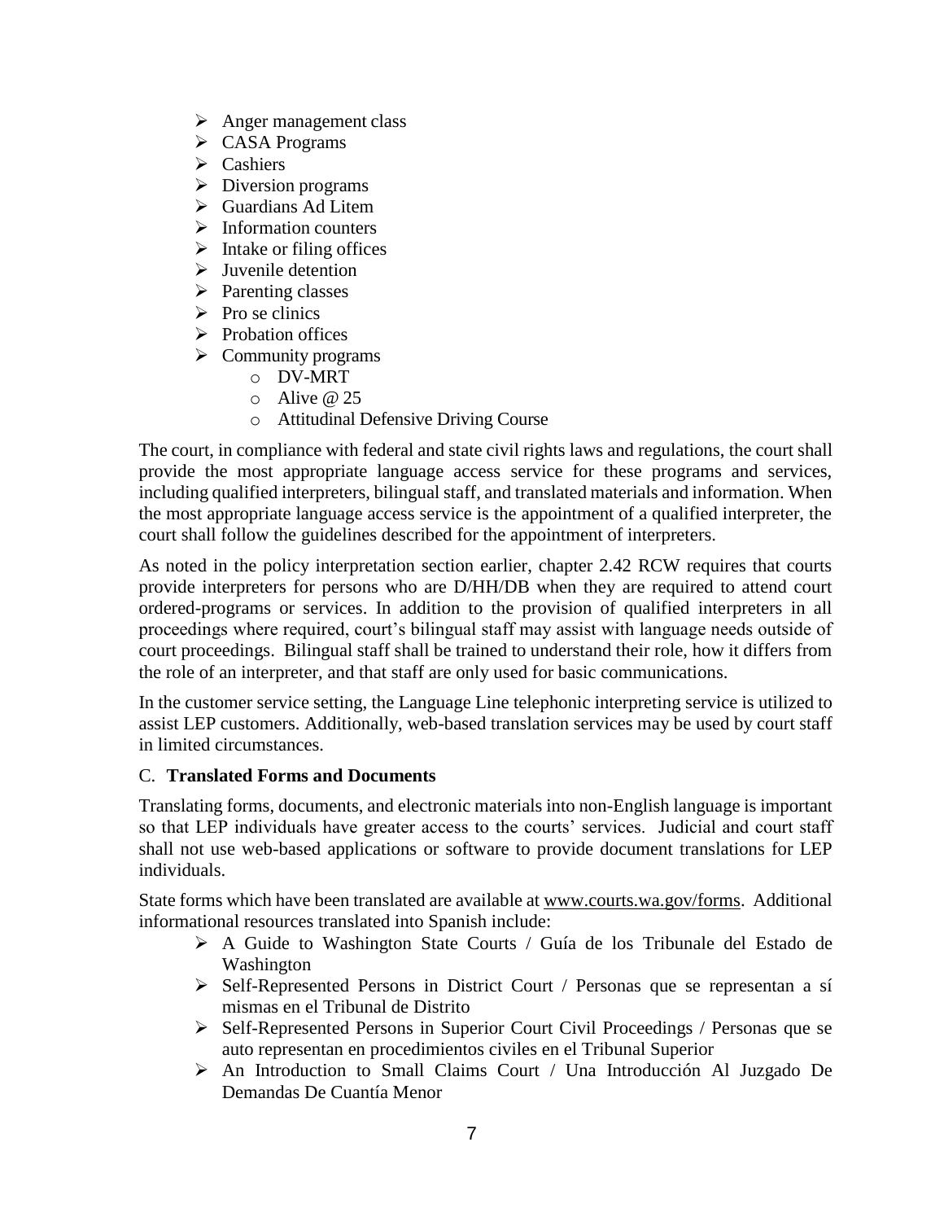- Anger management class
- CASA Programs
- Cashiers
- Diversion programs
- Guardians Ad Litem
- Information counters
- Intake or filing offices
- Juvenile detention
- Parenting classes
- Pro se clinics
- Probation offices
- Community programs
    - DV-MRT
    - Alive @ 25
    - Attitudinal Defensive Driving Course

The court, in compliance with federal and state civil rights laws and regulations, the court shall provide the most appropriate language access service for these programs and services, including qualified interpreters, bilingual staff, and translated materials and information. When the most appropriate language access service is the appointment of a qualified interpreter, the court shall follow the guidelines described for the appointment of interpreters.

As noted in the policy interpretation section earlier, chapter 2.42 RCW requires that courts provide interpreters for persons who are D/HH/DB when they are required to attend court ordered-programs or services. In addition to the provision of qualified interpreters in all proceedings where required, court's bilingual staff may assist with language needs outside of court proceedings. Bilingual staff shall be trained to understand their role, how it differs from the role of an interpreter, and that staff are only used for basic communications.

In the customer service setting, the Language Line telephonic interpreting service is utilized to assist LEP customers. Additionally, web-based translation services may be used by court staff in limited circumstances.

### C. **Translated Forms and Documents**

Translating forms, documents, and electronic materials into non-English language is important so that LEP individuals have greater access to the courts' services. Judicial and court staff shall not use web-based applications or software to provide document translations for LEP individuals.

State forms which have been translated are available at www.courts.wa.gov/forms. Additional informational resources translated into Spanish include:

- A Guide to Washington State Courts / Guía de los Tribunale del Estado de Washington
- Self-Represented Persons in District Court / Personas que se representan a sí mismas en el Tribunal de Distrito
- Self-Represented Persons in Superior Court Civil Proceedings / Personas que se auto representan en procedimientos civiles en el Tribunal Superior
- An Introduction to Small Claims Court / Una Introducción Al Juzgado De Demandas De Cuantía Menor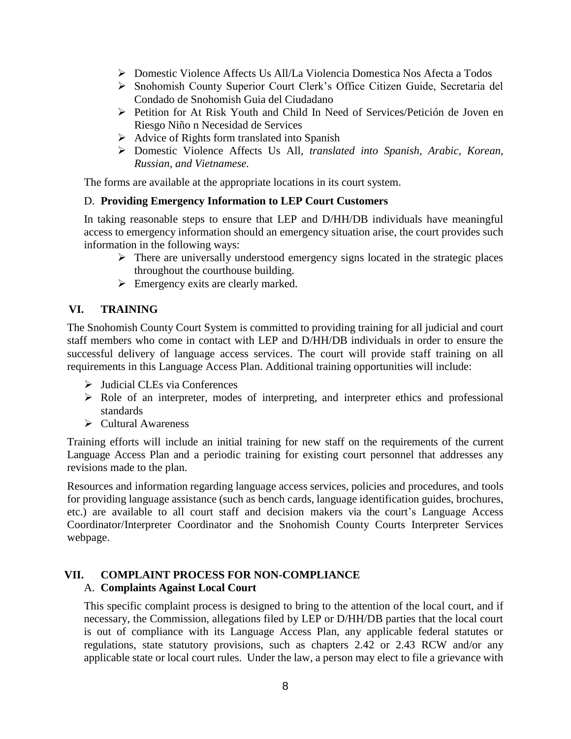- Domestic Violence Affects Us All/La Violencia Domestica Nos Afecta a Todos
- Snohomish County Superior Court Clerk's Office Citizen Guide, Secretaria del Condado de Snohomish Guia del Ciudadano
- Petition for At Risk Youth and Child In Need of Services/Petición de Joven en Riesgo Niño n Necesidad de Services
- Advice of Rights form translated into Spanish
- Domestic Violence Affects Us All, *translated into Spanish, Arabic, Korean, Russian, and Vietnamese.*

The forms are available at the appropriate locations in its court system.

### D. **Providing Emergency Information to LEP Court Customers**

In taking reasonable steps to ensure that LEP and D/HH/DB individuals have meaningful access to emergency information should an emergency situation arise, the court provides such information in the following ways:

- There are universally understood emergency signs located in the strategic places throughout the courthouse building.
- Emergency exits are clearly marked.

## VI. TRAINING

The Snohomish County Court System is committed to providing training for all judicial and court staff members who come in contact with LEP and D/HH/DB individuals in order to ensure the successful delivery of language access services. The court will provide staff training on all requirements in this Language Access Plan. Additional training opportunities will include:

- Judicial CLEs via Conferences
- Role of an interpreter, modes of interpreting, and interpreter ethics and professional standards
- Cultural Awareness

Training efforts will include an initial training for new staff on the requirements of the current Language Access Plan and a periodic training for existing court personnel that addresses any revisions made to the plan.

Resources and information regarding language access services, policies and procedures, and tools for providing language assistance (such as bench cards, language identification guides, brochures, etc.) are available to all court staff and decision makers via the court's Language Access Coordinator/Interpreter Coordinator and the Snohomish County Courts Interpreter Services webpage.

## VII. COMPLAINT PROCESS FOR NON-COMPLIANCE

### A. **Complaints Against Local Court**

This specific complaint process is designed to bring to the attention of the local court, and if necessary, the Commission, allegations filed by LEP or D/HH/DB parties that the local court is out of compliance with its Language Access Plan, any applicable federal statutes or regulations, state statutory provisions, such as chapters 2.42 or 2.43 RCW and/or any applicable state or local court rules. Under the law, a person may elect to file a grievance with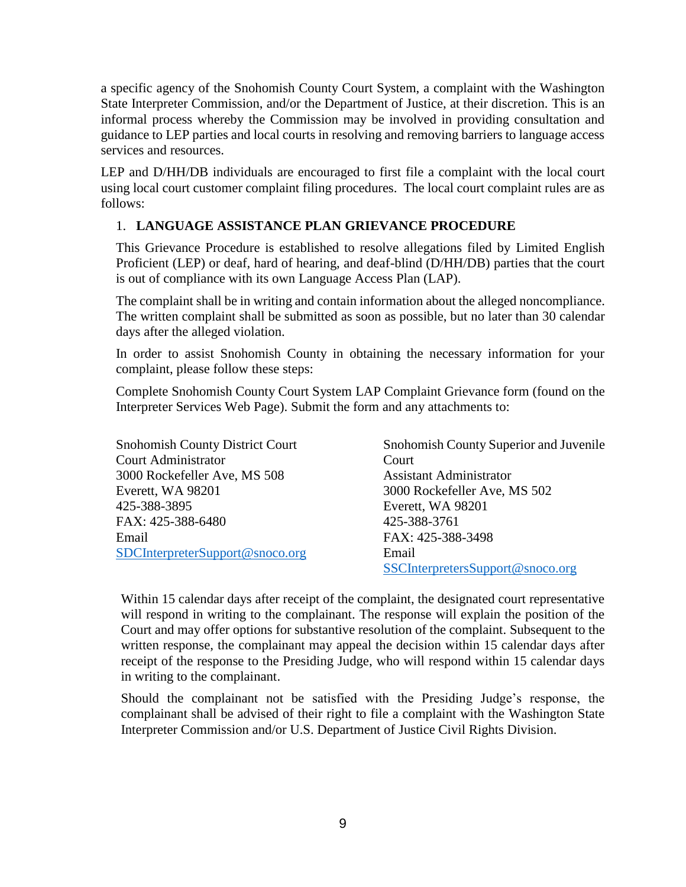a specific agency of the Snohomish County Court System, a complaint with the Washington State Interpreter Commission, and/or the Department of Justice, at their discretion. This is an informal process whereby the Commission may be involved in providing consultation and guidance to LEP parties and local courts in resolving and removing barriers to language access services and resources.

LEP and D/HH/DB individuals are encouraged to first file a complaint with the local court using local court customer complaint filing procedures. The local court complaint rules are as follows:

1. **LANGUAGE ASSISTANCE PLAN GRIEVANCE PROCEDURE**

   This Grievance Procedure is established to resolve allegations filed by Limited English Proficient (LEP) or deaf, hard of hearing, and deaf-blind (D/HH/DB) parties that the court is out of compliance with its own Language Access Plan (LAP).

   The complaint shall be in writing and contain information about the alleged noncompliance. The written complaint shall be submitted as soon as possible, but no later than 30 calendar days after the alleged violation.

   In order to assist Snohomish County in obtaining the necessary information for your complaint, please follow these steps:

   Complete Snohomish County Court System LAP Complaint Grievance form (found on the Interpreter Services Web Page). Submit the form and any attachments to:

   Snohomish County District Court
   Court Administrator
   3000 Rockefeller Ave, MS 508
   Everett, WA 98201
   425-388-3895
   FAX: 425-388-6480
   Email
   SDCInterpreterSupport@snoco.org

   Snohomish County Superior and Juvenile Court
   Assistant Administrator
   3000 Rockefeller Ave, MS 502
   Everett, WA 98201
   425-388-3761
   FAX: 425-388-3498
   Email
   SSCInterpretersSupport@snoco.org

   Within 15 calendar days after receipt of the complaint, the designated court representative will respond in writing to the complainant. The response will explain the position of the Court and may offer options for substantive resolution of the complaint. Subsequent to the written response, the complainant may appeal the decision within 15 calendar days after receipt of the response to the Presiding Judge, who will respond within 15 calendar days in writing to the complainant.

   Should the complainant not be satisfied with the Presiding Judge's response, the complainant shall be advised of their right to file a complaint with the Washington State Interpreter Commission and/or U.S. Department of Justice Civil Rights Division.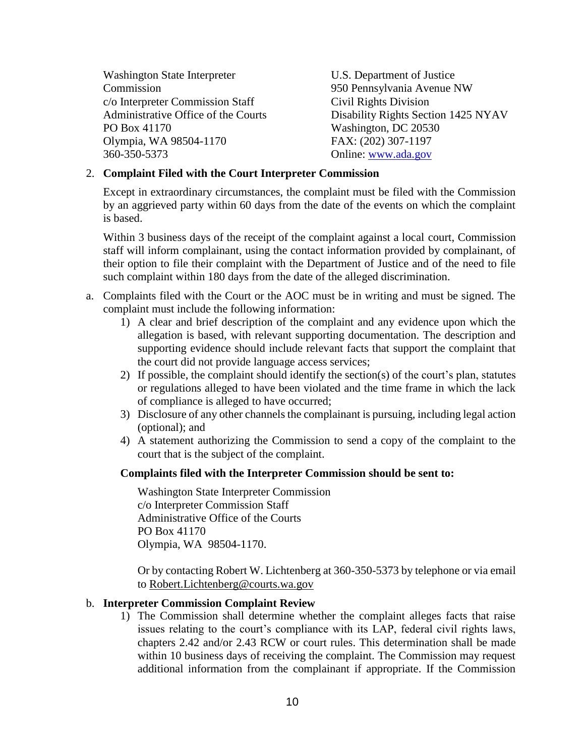Washington State Interpreter Commission
c/o Interpreter Commission Staff
Administrative Office of the Courts
PO Box 41170
Olympia, WA 98504-1170
360-350-5373

U.S. Department of Justice
950 Pennsylvania Avenue NW
Civil Rights Division
Disability Rights Section 1425 NYAV
Washington, DC 20530
FAX: (202) 307-1197
Online: [www.ada.gov](http://www.ada.gov)

2. **Complaint Filed with the Court Interpreter Commission**

   Except in extraordinary circumstances, the complaint must be filed with the Commission by an aggrieved party within 60 days from the date of the events on which the complaint is based.

   Within 3 business days of the receipt of the complaint against a local court, Commission staff will inform complainant, using the contact information provided by complainant, of their option to file their complaint with the Department of Justice and of the need to file such complaint within 180 days from the date of the alleged discrimination.

a. Complaints filed with the Court or the AOC must be in writing and must be signed. The complaint must include the following information:
   1) A clear and brief description of the complaint and any evidence upon which the allegation is based, with relevant supporting documentation. The description and supporting evidence should include relevant facts that support the complaint that the court did not provide language access services;
   2) If possible, the complaint should identify the section(s) of the court's plan, statutes or regulations alleged to have been violated and the time frame in which the lack of compliance is alleged to have occurred;
   3) Disclosure of any other channels the complainant is pursuing, including legal action (optional); and
   4) A statement authorizing the Commission to send a copy of the complaint to the court that is the subject of the complaint.

   **Complaints filed with the Interpreter Commission should be sent to:**

   Washington State Interpreter Commission
   c/o Interpreter Commission Staff
   Administrative Office of the Courts
   PO Box 41170
   Olympia, WA 98504-1170.

   Or by contacting Robert W. Lichtenberg at 360-350-5373 by telephone or via email to Robert.Lichtenberg@courts.wa.gov

b. **Interpreter Commission Complaint Review**
   1) The Commission shall determine whether the complaint alleges facts that raise issues relating to the court's compliance with its LAP, federal civil rights laws, chapters 2.42 and/or 2.43 RCW or court rules. This determination shall be made within 10 business days of receiving the complaint. The Commission may request additional information from the complainant if appropriate. If the Commission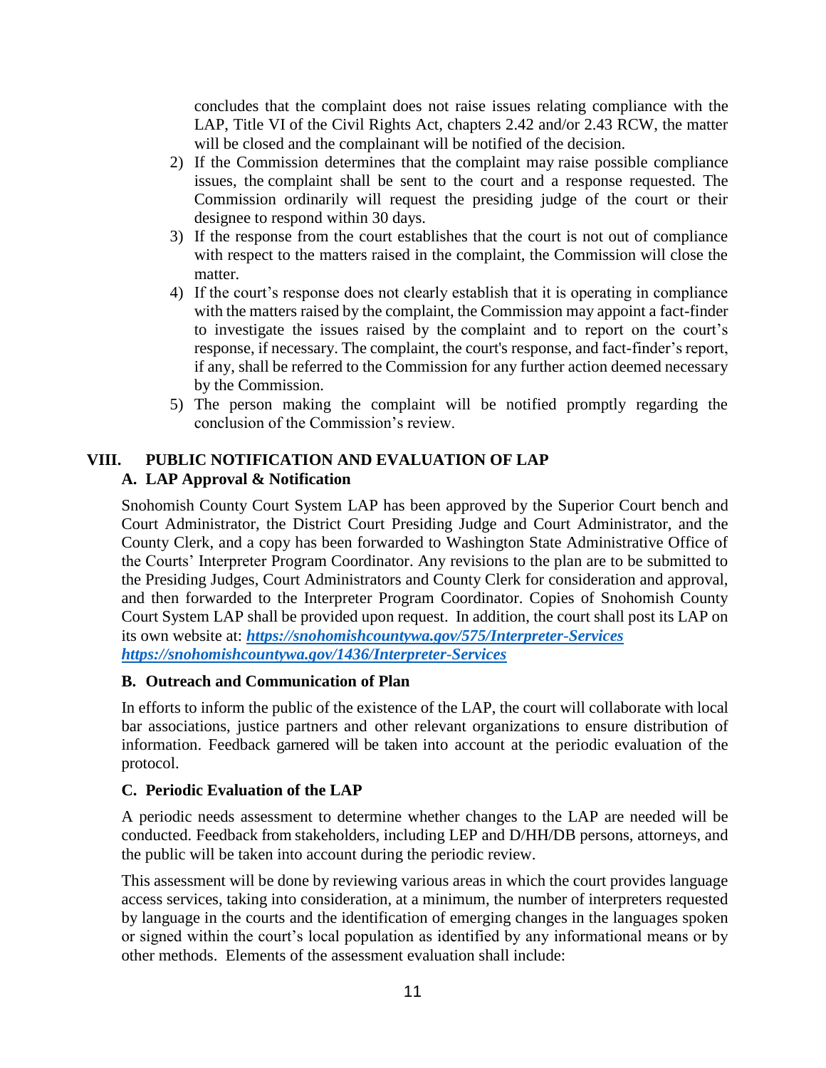concludes that the complaint does not raise issues relating compliance with the LAP, Title VI of the Civil Rights Act, chapters 2.42 and/or 2.43 RCW, the matter will be closed and the complainant will be notified of the decision.

2) If the Commission determines that the complaint may raise possible compliance issues, the complaint shall be sent to the court and a response requested. The Commission ordinarily will request the presiding judge of the court or their designee to respond within 30 days.
3) If the response from the court establishes that the court is not out of compliance with respect to the matters raised in the complaint, the Commission will close the matter.
4) If the court's response does not clearly establish that it is operating in compliance with the matters raised by the complaint, the Commission may appoint a fact-finder to investigate the issues raised by the complaint and to report on the court's response, if necessary. The complaint, the court's response, and fact-finder's report, if any, shall be referred to the Commission for any further action deemed necessary by the Commission.
5) The person making the complaint will be notified promptly regarding the conclusion of the Commission's review.

## VIII. PUBLIC NOTIFICATION AND EVALUATION OF LAP

### A. LAP Approval & Notification

Snohomish County Court System LAP has been approved by the Superior Court bench and Court Administrator, the District Court Presiding Judge and Court Administrator, and the County Clerk, and a copy has been forwarded to Washington State Administrative Office of the Courts' Interpreter Program Coordinator. Any revisions to the plan are to be submitted to the Presiding Judges, Court Administrators and County Clerk for consideration and approval, and then forwarded to the Interpreter Program Coordinator. Copies of Snohomish County Court System LAP shall be provided upon request. In addition, the court shall post its LAP on its own website at: ***https://snohomishcountywa.gov/575/Interpreter-Services*** ***https://snohomishcountywa.gov/1436/Interpreter-Services***

### B. Outreach and Communication of Plan

In efforts to inform the public of the existence of the LAP, the court will collaborate with local bar associations, justice partners and other relevant organizations to ensure distribution of information. Feedback garnered will be taken into account at the periodic evaluation of the protocol.

### C. Periodic Evaluation of the LAP

A periodic needs assessment to determine whether changes to the LAP are needed will be conducted. Feedback from stakeholders, including LEP and D/HH/DB persons, attorneys, and the public will be taken into account during the periodic review.

This assessment will be done by reviewing various areas in which the court provides language access services, taking into consideration, at a minimum, the number of interpreters requested by language in the courts and the identification of emerging changes in the languages spoken or signed within the court's local population as identified by any informational means or by other methods. Elements of the assessment evaluation shall include: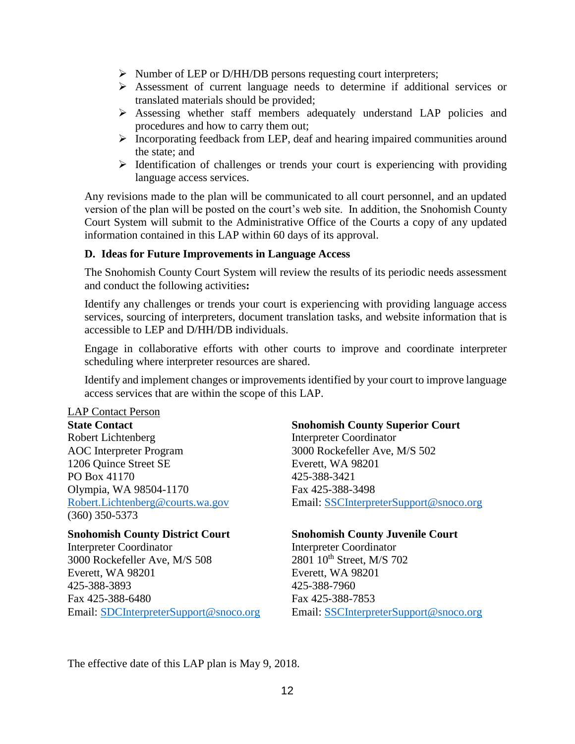- Number of LEP or D/HH/DB persons requesting court interpreters;
- Assessment of current language needs to determine if additional services or translated materials should be provided;
- Assessing whether staff members adequately understand LAP policies and procedures and how to carry them out;
- Incorporating feedback from LEP, deaf and hearing impaired communities around the state; and
- Identification of challenges or trends your court is experiencing with providing language access services.

Any revisions made to the plan will be communicated to all court personnel, and an updated version of the plan will be posted on the court's web site. In addition, the Snohomish County Court System will submit to the Administrative Office of the Courts a copy of any updated information contained in this LAP within 60 days of its approval.

**D. Ideas for Future Improvements in Language Access**

The Snohomish County Court System will review the results of its periodic needs assessment and conduct the following activities**:**

Identify any challenges or trends your court is experiencing with providing language access services, sourcing of interpreters, document translation tasks, and website information that is accessible to LEP and D/HH/DB individuals.

Engage in collaborative efforts with other courts to improve and coordinate interpreter scheduling where interpreter resources are shared.

Identify and implement changes or improvements identified by your court to improve language access services that are within the scope of this LAP.

LAP Contact Person

**State Contact**
Robert Lichtenberg
AOC Interpreter Program
1206 Quince Street SE
PO Box 41170
Olympia, WA 98504-1170
Robert.Lichtenberg@courts.wa.gov
(360) 350-5373

**Snohomish County Superior Court**
Interpreter Coordinator
3000 Rockefeller Ave, M/S 502
Everett, WA 98201
425-388-3421
Fax 425-388-3498
Email: SSCInterpreterSupport@snoco.org

**Snohomish County District Court**
Interpreter Coordinator
3000 Rockefeller Ave, M/S 508
Everett, WA 98201
425-388-3893
Fax 425-388-6480
Email: SDCInterpreterSupport@snoco.org

**Snohomish County Juvenile Court**
Interpreter Coordinator
2801 10th Street, M/S 702
Everett, WA 98201
425-388-7960
Fax 425-388-7853
Email: SSCInterpreterSupport@snoco.org

The effective date of this LAP plan is May 9, 2018.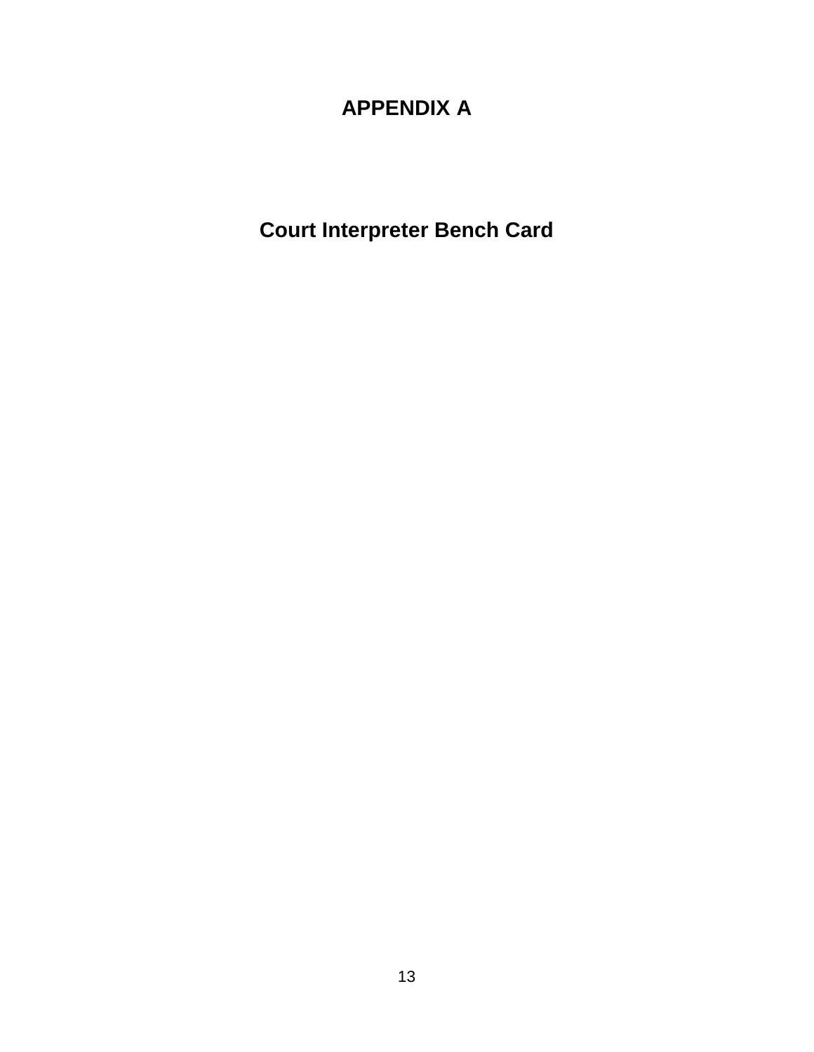# APPENDIX A

## Court Interpreter Bench Card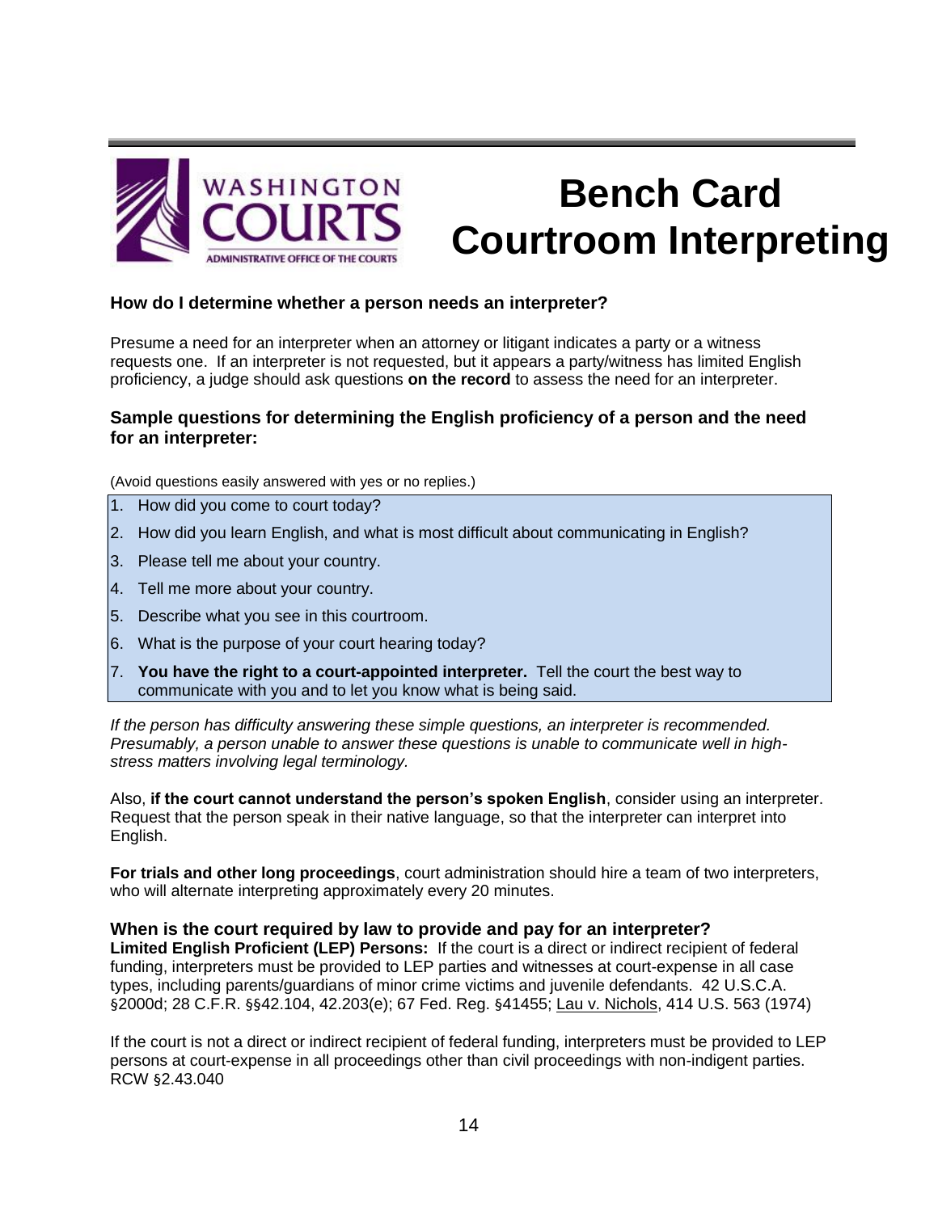# Bench Card
# Courtroom Interpreting

WASHINGTON COURTS
ADMINISTRATIVE OFFICE OF THE COURTS

### How do I determine whether a person needs an interpreter?

Presume a need for an interpreter when an attorney or litigant indicates a party or a witness requests one. If an interpreter is not requested, but it appears a party/witness has limited English proficiency, a judge should ask questions **on the record** to assess the need for an interpreter.

### Sample questions for determining the English proficiency of a person and the need for an interpreter:

(Avoid questions easily answered with yes or no replies.)

1. How did you come to court today?
2. How did you learn English, and what is most difficult about communicating in English?
3. Please tell me about your country.
4. Tell me more about your country.
5. Describe what you see in this courtroom.
6. What is the purpose of your court hearing today?
7. **You have the right to a court-appointed interpreter.** Tell the court the best way to communicate with you and to let you know what is being said.

*If the person has difficulty answering these simple questions, an interpreter is recommended. Presumably, a person unable to answer these questions is unable to communicate well in high-stress matters involving legal terminology.*

Also, **if the court cannot understand the person's spoken English**, consider using an interpreter. Request that the person speak in their native language, so that the interpreter can interpret into English.

**For trials and other long proceedings**, court administration should hire a team of two interpreters, who will alternate interpreting approximately every 20 minutes.

### When is the court required by law to provide and pay for an interpreter?

**Limited English Proficient (LEP) Persons:** If the court is a direct or indirect recipient of federal funding, interpreters must be provided to LEP parties and witnesses at court-expense in all case types, including parents/guardians of minor crime victims and juvenile defendants. 42 U.S.C.A. §2000d; 28 C.F.R. §§42.104, 42.203(e); 67 Fed. Reg. §41455; Lau v. Nichols, 414 U.S. 563 (1974)

If the court is not a direct or indirect recipient of federal funding, interpreters must be provided to LEP persons at court-expense in all proceedings other than civil proceedings with non-indigent parties. RCW §2.43.040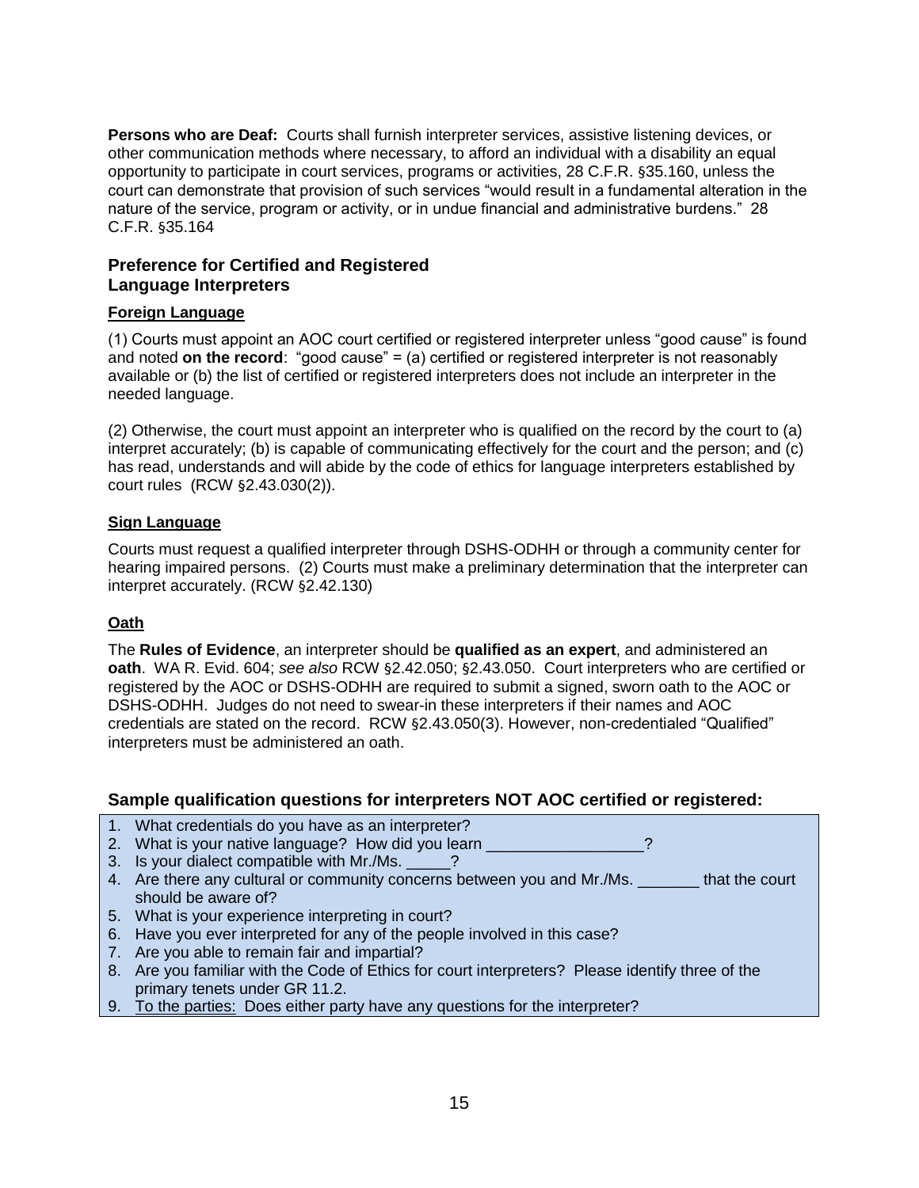**Persons who are Deaf:** Courts shall furnish interpreter services, assistive listening devices, or other communication methods where necessary, to afford an individual with a disability an equal opportunity to participate in court services, programs or activities, 28 C.F.R. §35.160, unless the court can demonstrate that provision of such services "would result in a fundamental alteration in the nature of the service, program or activity, or in undue financial and administrative burdens." 28 C.F.R. §35.164

## Preference for Certified and Registered Language Interpreters

### Foreign Language

(1) Courts must appoint an AOC court certified or registered interpreter unless "good cause" is found and noted **on the record**: "good cause" = (a) certified or registered interpreter is not reasonably available or (b) the list of certified or registered interpreters does not include an interpreter in the needed language.

(2) Otherwise, the court must appoint an interpreter who is qualified on the record by the court to (a) interpret accurately; (b) is capable of communicating effectively for the court and the person; and (c) has read, understands and will abide by the code of ethics for language interpreters established by court rules (RCW §2.43.030(2)).

### Sign Language

Courts must request a qualified interpreter through DSHS-ODHH or through a community center for hearing impaired persons. (2) Courts must make a preliminary determination that the interpreter can interpret accurately. (RCW §2.42.130)

### Oath

The **Rules of Evidence**, an interpreter should be **qualified as an expert**, and administered an **oath**. WA R. Evid. 604; *see also* RCW §2.42.050; §2.43.050. Court interpreters who are certified or registered by the AOC or DSHS-ODHH are required to submit a signed, sworn oath to the AOC or DSHS-ODHH. Judges do not need to swear-in these interpreters if their names and AOC credentials are stated on the record. RCW §2.43.050(3). However, non-credentialed "Qualified" interpreters must be administered an oath.

## Sample qualification questions for interpreters NOT AOC certified or registered:

1. What credentials do you have as an interpreter?
2. What is your native language? How did you learn _________________?
3. Is your dialect compatible with Mr./Ms. _____?
4. Are there any cultural or community concerns between you and Mr./Ms. _______ that the court should be aware of?
5. What is your experience interpreting in court?
6. Have you ever interpreted for any of the people involved in this case?
7. Are you able to remain fair and impartial?
8. Are you familiar with the Code of Ethics for court interpreters? Please identify three of the primary tenets under GR 11.2.
9. To the parties: Does either party have any questions for the interpreter?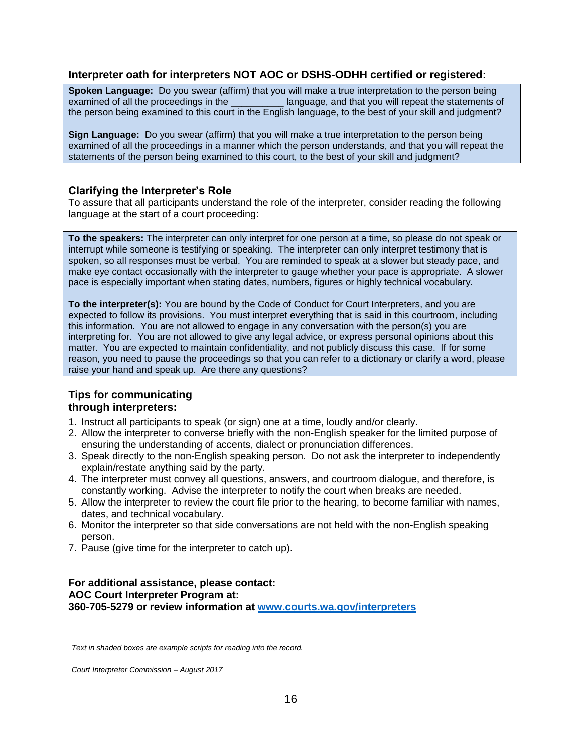### Interpreter oath for interpreters NOT AOC or DSHS-ODHH certified or registered:

**Spoken Language:** Do you swear (affirm) that you will make a true interpretation to the person being examined of all the proceedings in the __________ language, and that you will repeat the statements of the person being examined to this court in the English language, to the best of your skill and judgment?

**Sign Language:** Do you swear (affirm) that you will make a true interpretation to the person being examined of all the proceedings in a manner which the person understands, and that you will repeat the statements of the person being examined to this court, to the best of your skill and judgment?

### Clarifying the Interpreter's Role

To assure that all participants understand the role of the interpreter, consider reading the following language at the start of a court proceeding:

**To the speakers:** The interpreter can only interpret for one person at a time, so please do not speak or interrupt while someone is testifying or speaking. The interpreter can only interpret testimony that is spoken, so all responses must be verbal. You are reminded to speak at a slower but steady pace, and make eye contact occasionally with the interpreter to gauge whether your pace is appropriate. A slower pace is especially important when stating dates, numbers, figures or highly technical vocabulary.

**To the interpreter(s):** You are bound by the Code of Conduct for Court Interpreters, and you are expected to follow its provisions. You must interpret everything that is said in this courtroom, including this information. You are not allowed to engage in any conversation with the person(s) you are interpreting for. You are not allowed to give any legal advice, or express personal opinions about this matter. You are expected to maintain confidentiality, and not publicly discuss this case. If for some reason, you need to pause the proceedings so that you can refer to a dictionary or clarify a word, please raise your hand and speak up. Are there any questions?

### Tips for communicating through interpreters:

1. Instruct all participants to speak (or sign) one at a time, loudly and/or clearly.
2. Allow the interpreter to converse briefly with the non-English speaker for the limited purpose of ensuring the understanding of accents, dialect or pronunciation differences.
3. Speak directly to the non-English speaking person. Do not ask the interpreter to independently explain/restate anything said by the party.
4. The interpreter must convey all questions, answers, and courtroom dialogue, and therefore, is constantly working. Advise the interpreter to notify the court when breaks are needed.
5. Allow the interpreter to review the court file prior to the hearing, to become familiar with names, dates, and technical vocabulary.
6. Monitor the interpreter so that side conversations are not held with the non-English speaking person.
7. Pause (give time for the interpreter to catch up).

**For additional assistance, please contact:**
**AOC Court Interpreter Program at:**
**360-705-5279 or review information at [www.courts.wa.gov/interpreters](http://www.courts.wa.gov/interpreters)**

*Text in shaded boxes are example scripts for reading into the record.*

*Court Interpreter Commission – August 2017*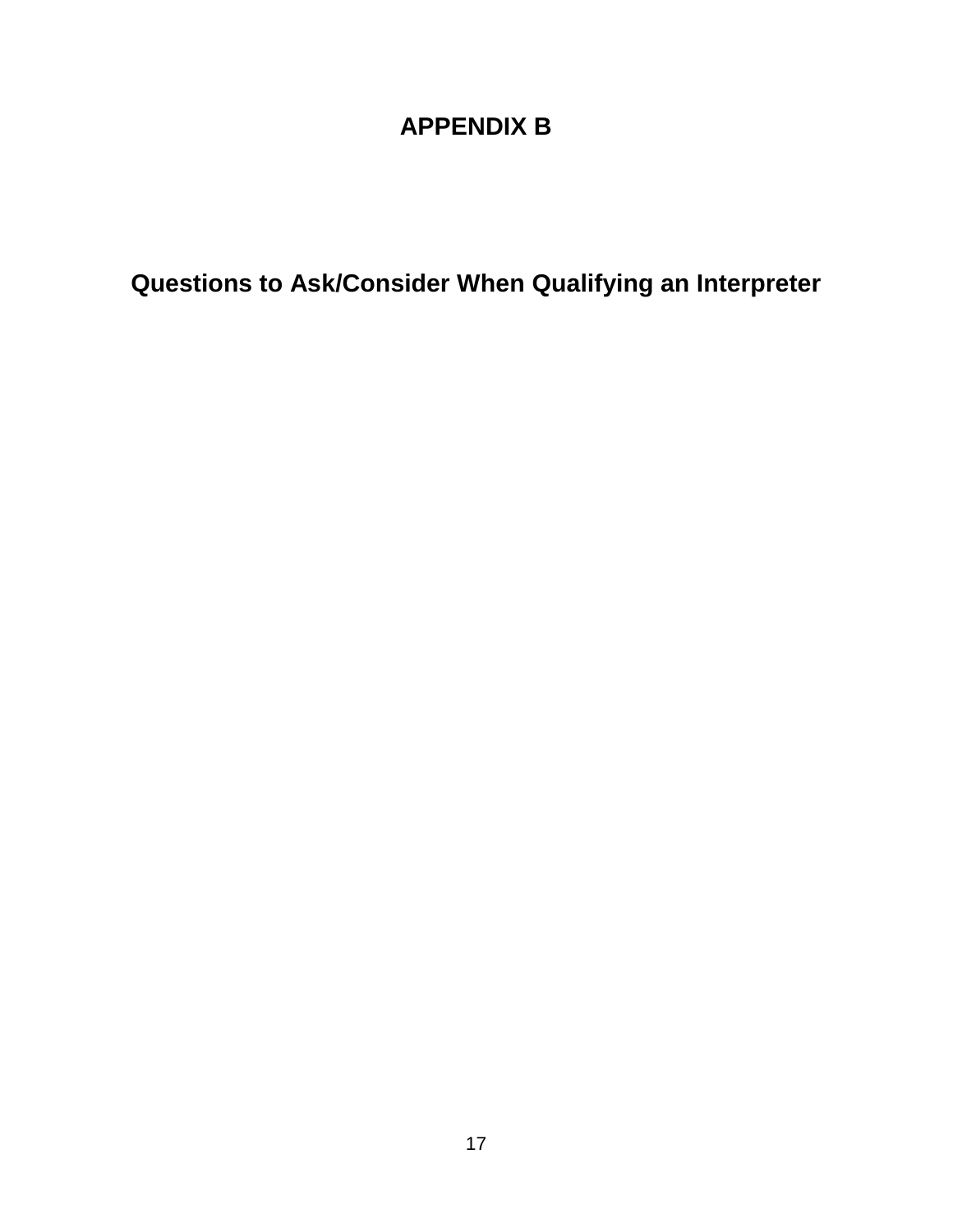# APPENDIX B

## Questions to Ask/Consider When Qualifying an Interpreter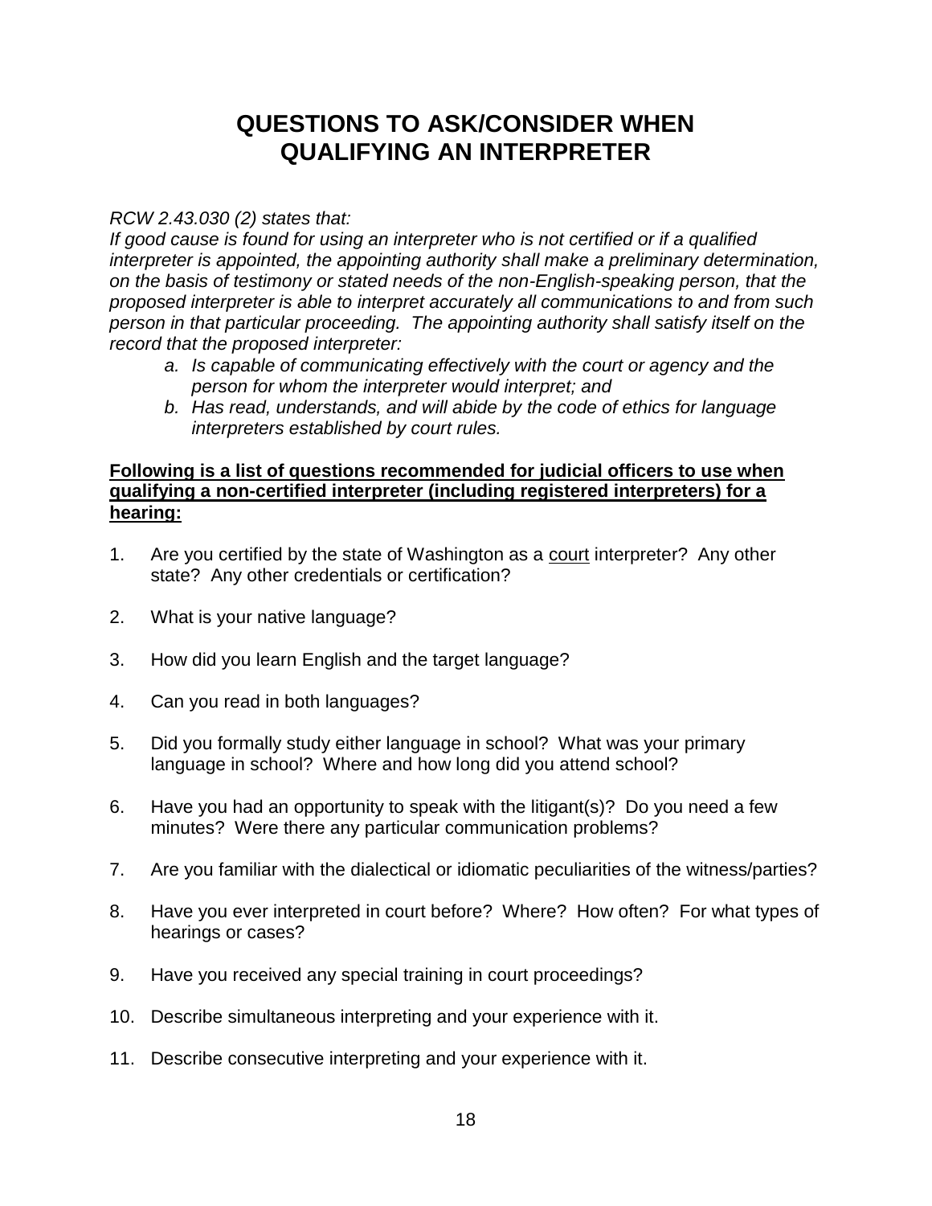# QUESTIONS TO ASK/CONSIDER WHEN QUALIFYING AN INTERPRETER

*RCW 2.43.030 (2) states that:*
*If good cause is found for using an interpreter who is not certified or if a qualified interpreter is appointed, the appointing authority shall make a preliminary determination, on the basis of testimony or stated needs of the non-English-speaking person, that the proposed interpreter is able to interpret accurately all communications to and from such person in that particular proceeding. The appointing authority shall satisfy itself on the record that the proposed interpreter:*

a. *Is capable of communicating effectively with the court or agency and the person for whom the interpreter would interpret; and*
b. *Has read, understands, and will abide by the code of ethics for language interpreters established by court rules.*

<u>**Following is a list of questions recommended for judicial officers to use when qualifying a non-certified interpreter (including registered interpreters) for a hearing:**</u>

1. Are you certified by the state of Washington as a <u>court</u> interpreter? Any other state? Any other credentials or certification?
2. What is your native language?
3. How did you learn English and the target language?
4. Can you read in both languages?
5. Did you formally study either language in school? What was your primary language in school? Where and how long did you attend school?
6. Have you had an opportunity to speak with the litigant(s)? Do you need a few minutes? Were there any particular communication problems?
7. Are you familiar with the dialectical or idiomatic peculiarities of the witness/parties?
8. Have you ever interpreted in court before? Where? How often? For what types of hearings or cases?
9. Have you received any special training in court proceedings?
10. Describe simultaneous interpreting and your experience with it.
11. Describe consecutive interpreting and your experience with it.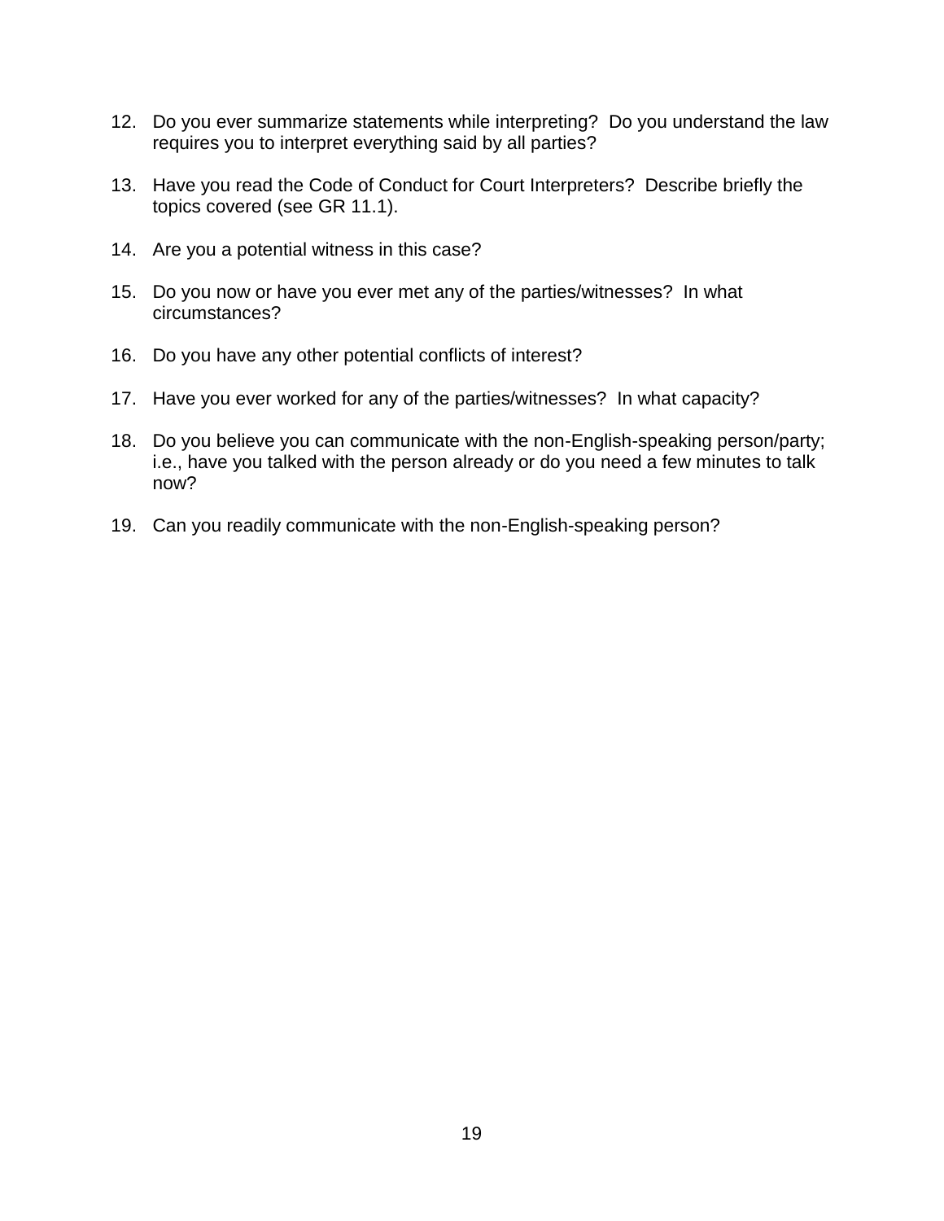12. Do you ever summarize statements while interpreting? Do you understand the law requires you to interpret everything said by all parties?

13. Have you read the Code of Conduct for Court Interpreters? Describe briefly the topics covered (see GR 11.1).

14. Are you a potential witness in this case?

15. Do you now or have you ever met any of the parties/witnesses? In what circumstances?

16. Do you have any other potential conflicts of interest?

17. Have you ever worked for any of the parties/witnesses? In what capacity?

18. Do you believe you can communicate with the non-English-speaking person/party; i.e., have you talked with the person already or do you need a few minutes to talk now?

19. Can you readily communicate with the non-English-speaking person?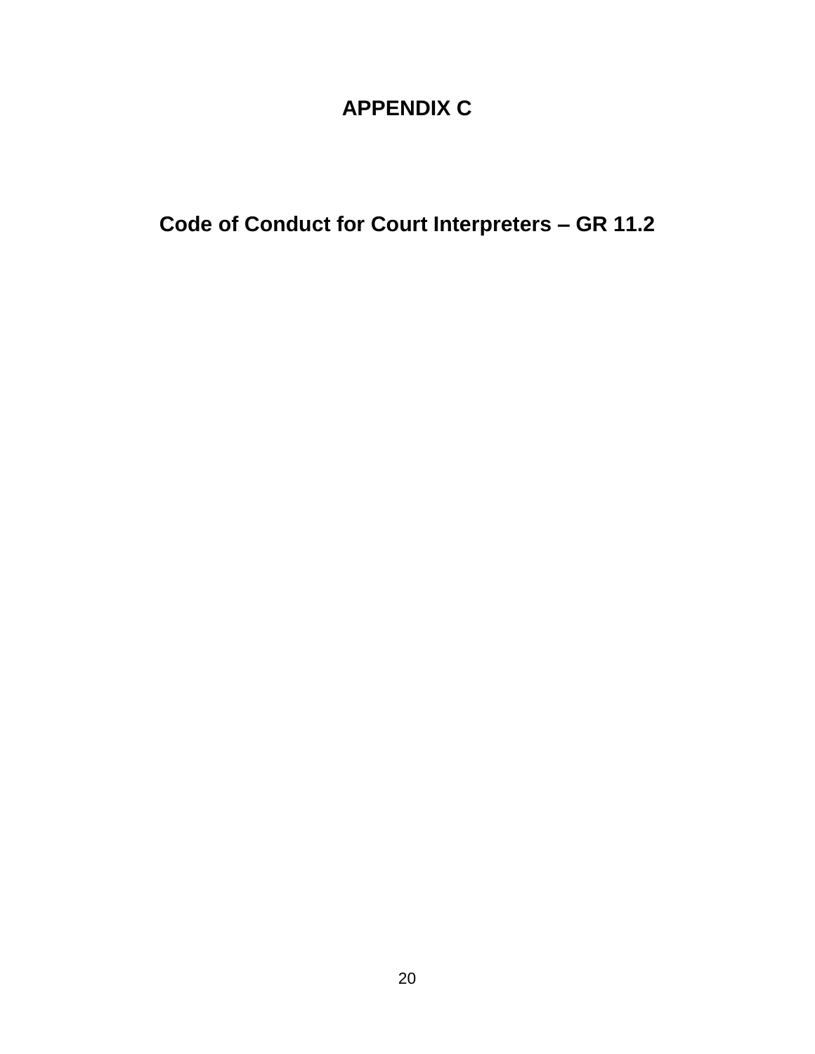# APPENDIX C

## Code of Conduct for Court Interpreters – GR 11.2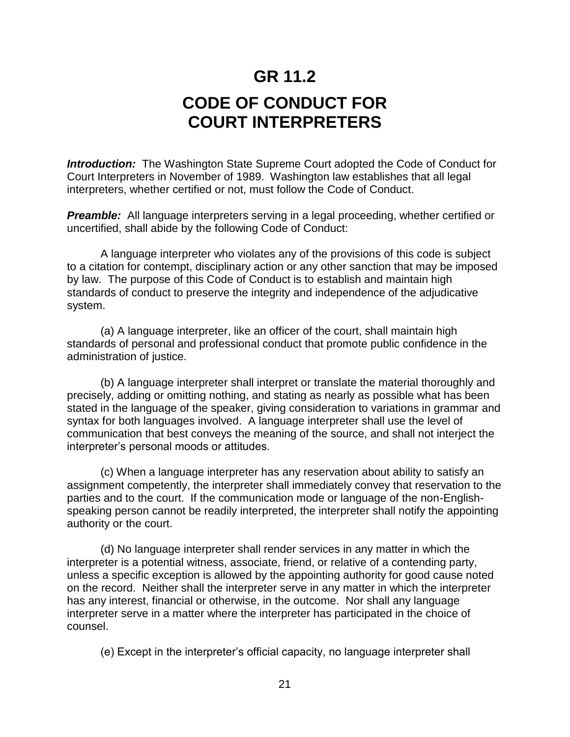# GR 11.2

# CODE OF CONDUCT FOR COURT INTERPRETERS

***Introduction:*** The Washington State Supreme Court adopted the Code of Conduct for Court Interpreters in November of 1989. Washington law establishes that all legal interpreters, whether certified or not, must follow the Code of Conduct.

***Preamble:*** All language interpreters serving in a legal proceeding, whether certified or uncertified, shall abide by the following Code of Conduct:

A language interpreter who violates any of the provisions of this code is subject to a citation for contempt, disciplinary action or any other sanction that may be imposed by law. The purpose of this Code of Conduct is to establish and maintain high standards of conduct to preserve the integrity and independence of the adjudicative system.

(a) A language interpreter, like an officer of the court, shall maintain high standards of personal and professional conduct that promote public confidence in the administration of justice.

(b) A language interpreter shall interpret or translate the material thoroughly and precisely, adding or omitting nothing, and stating as nearly as possible what has been stated in the language of the speaker, giving consideration to variations in grammar and syntax for both languages involved. A language interpreter shall use the level of communication that best conveys the meaning of the source, and shall not interject the interpreter's personal moods or attitudes.

(c) When a language interpreter has any reservation about ability to satisfy an assignment competently, the interpreter shall immediately convey that reservation to the parties and to the court. If the communication mode or language of the non-English-speaking person cannot be readily interpreted, the interpreter shall notify the appointing authority or the court.

(d) No language interpreter shall render services in any matter in which the interpreter is a potential witness, associate, friend, or relative of a contending party, unless a specific exception is allowed by the appointing authority for good cause noted on the record. Neither shall the interpreter serve in any matter in which the interpreter has any interest, financial or otherwise, in the outcome. Nor shall any language interpreter serve in a matter where the interpreter has participated in the choice of counsel.

(e) Except in the interpreter's official capacity, no language interpreter shall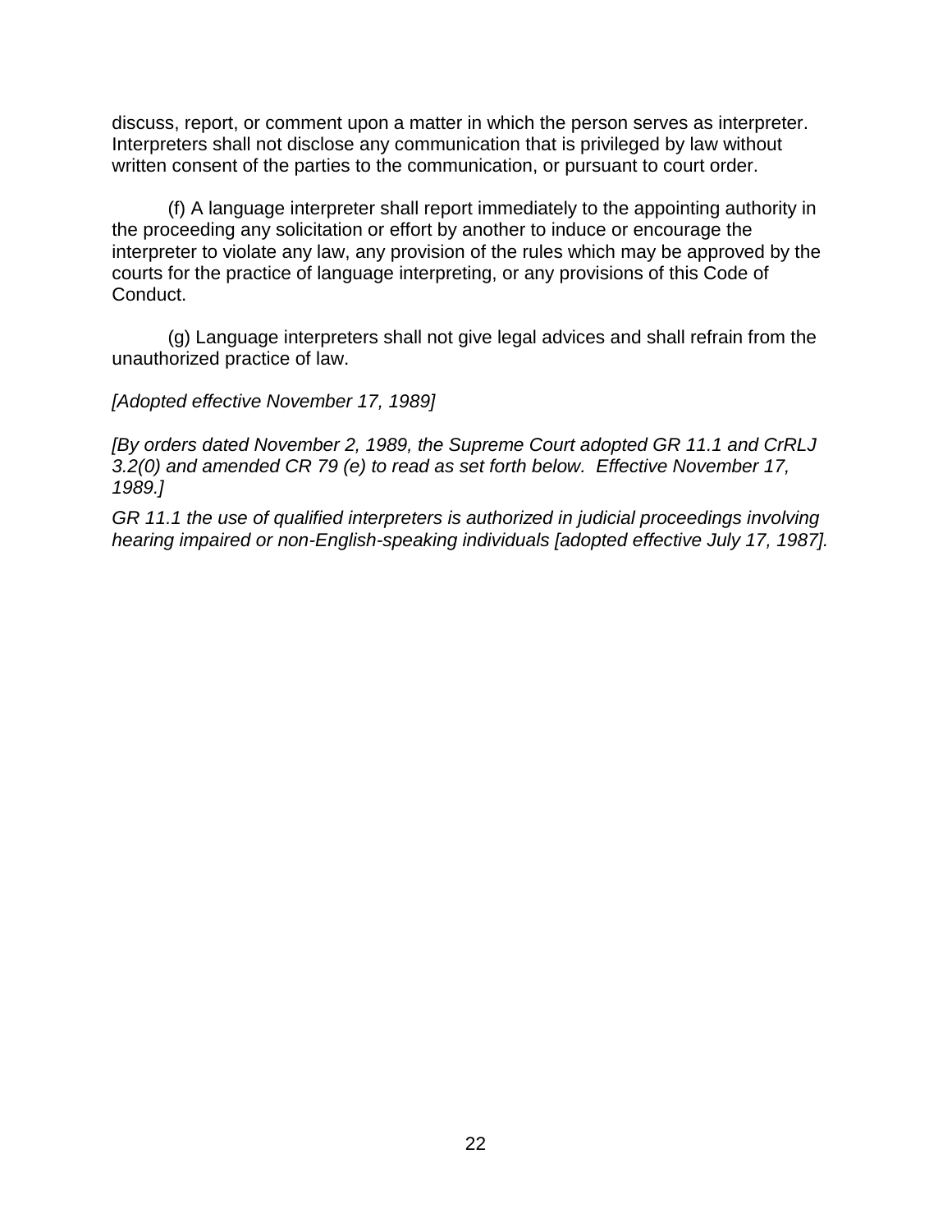discuss, report, or comment upon a matter in which the person serves as interpreter. Interpreters shall not disclose any communication that is privileged by law without written consent of the parties to the communication, or pursuant to court order.

(f) A language interpreter shall report immediately to the appointing authority in the proceeding any solicitation or effort by another to induce or encourage the interpreter to violate any law, any provision of the rules which may be approved by the courts for the practice of language interpreting, or any provisions of this Code of Conduct.

(g) Language interpreters shall not give legal advices and shall refrain from the unauthorized practice of law.

*[Adopted effective November 17, 1989]*

*[By orders dated November 2, 1989, the Supreme Court adopted GR 11.1 and CrRLJ 3.2(0) and amended CR 79 (e) to read as set forth below. Effective November 17, 1989.]*

*GR 11.1 the use of qualified interpreters is authorized in judicial proceedings involving hearing impaired or non-English-speaking individuals [adopted effective July 17, 1987].*